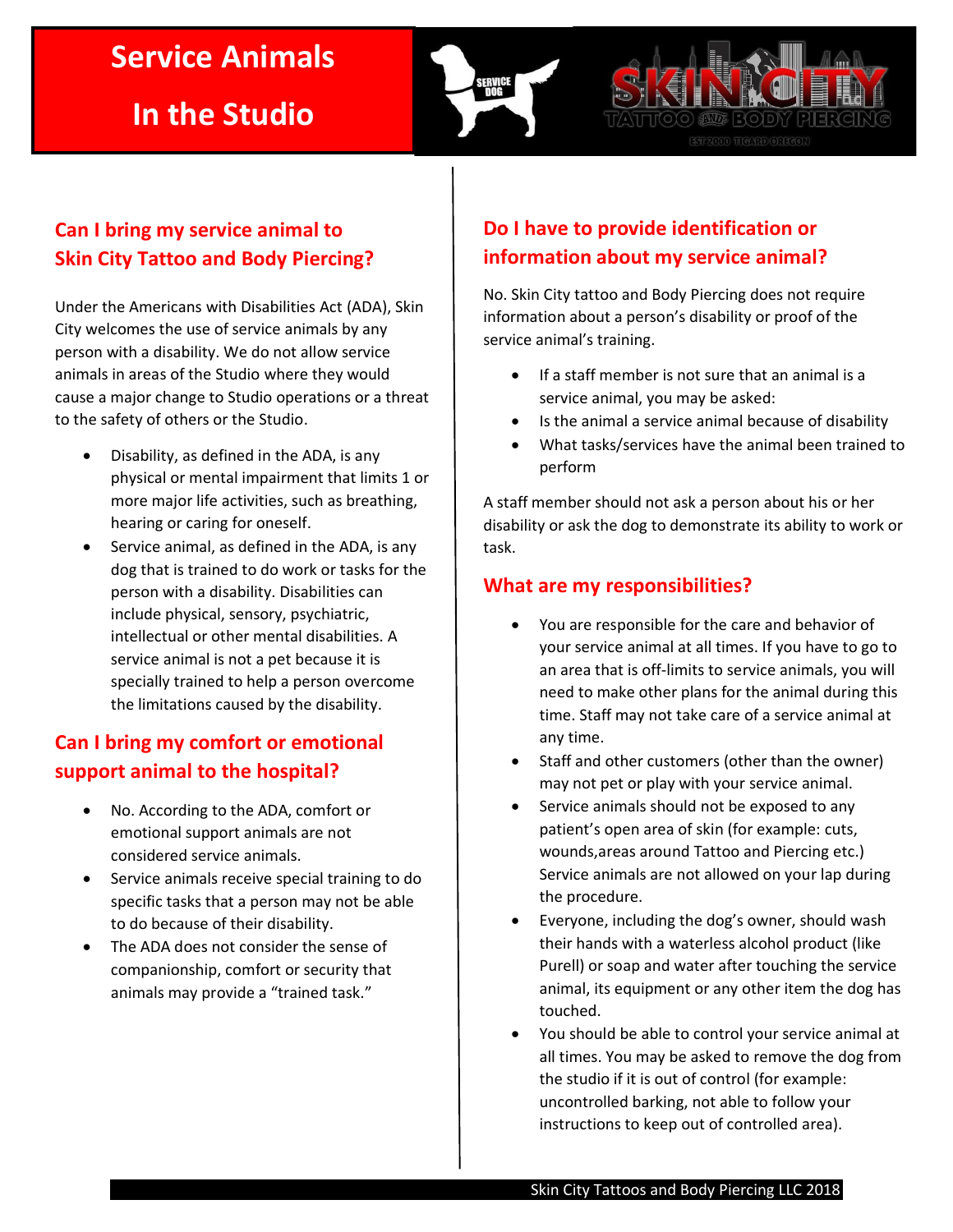# Service Animals

# In the Studio

## Can I bring my service animal to Skin City Tattoo and Body Piercing?

Under the Americans with Disabilities Act (ADA), Skin City welcomes the use of service animals by any person with a disability. We do not allow service animals in areas of the Studio where they would cause a major change to Studio operations or a threat to the safety of others or the Studio.

- Disability, as defined in the ADA, is any physical or mental impairment that limits 1 or more major life activities, such as breathing, hearing or caring for oneself.
- Service animal, as defined in the ADA, is any dog that is trained to do work or tasks for the person with a disability. Disabilities can include physical, sensory, psychiatric, intellectual or other mental disabilities. A service animal is not a pet because it is specially trained to help a person overcome the limitations caused by the disability.

## Can I bring my comfort or emotional support animal to the hospital?

- No. According to the ADA, comfort or emotional support animals are not considered service animals.
- Service animals receive special training to do specific tasks that a person may not be able to do because of their disability.
- The ADA does not consider the sense of companionship, comfort or security that animals may provide a "trained task."

## Do I have to provide identification or information about my service animal?

No. Skin City tattoo and Body Piercing does not require information about a person's disability or proof of the service animal's training.

- If a staff member is not sure that an animal is a service animal, you may be asked:
- Is the animal a service animal because of disability
- What tasks/services have the animal been trained to perform

A staff member should not ask a person about his or her disability or ask the dog to demonstrate its ability to work or task.

## What are my responsibilities?

- You are responsible for the care and behavior of your service animal at all times. If you have to go to an area that is off-limits to service animals, you will need to make other plans for the animal during this time. Staff may not take care of a service animal at any time.
- Staff and other customers (other than the owner) may not pet or play with your service animal.
- Service animals should not be exposed to any patient's open area of skin (for example: cuts, wounds,areas around Tattoo and Piercing etc.) Service animals are not allowed on your lap during the procedure.
- Everyone, including the dog's owner, should wash their hands with a waterless alcohol product (like Purell) or soap and water after touching the service animal, its equipment or any other item the dog has touched.
- You should be able to control your service animal at all times. You may be asked to remove the dog from the studio if it is out of control (for example: uncontrolled barking, not able to follow your instructions to keep out of controlled area).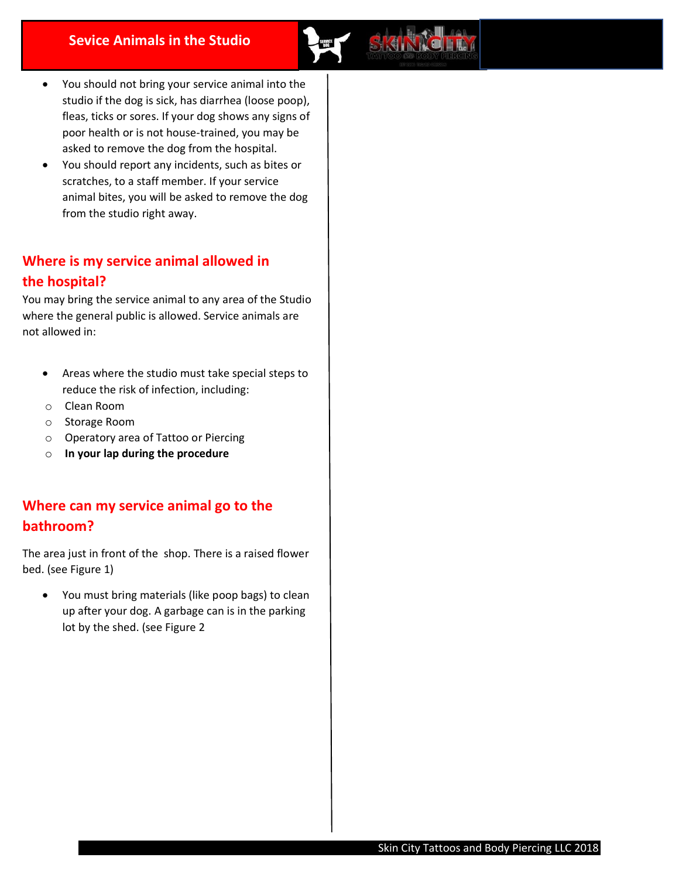- You should not bring your service animal into the studio if the dog is sick, has diarrhea (loose poop), fleas, ticks or sores. If your dog shows any signs of poor health or is not house-trained, you may be asked to remove the dog from the hospital.
- You should report any incidents, such as bites or scratches, to a staff member. If your service animal bites, you will be asked to remove the dog from the studio right away.

## Where is my service animal allowed in the hospital?

You may bring the service animal to any area of the Studio where the general public is allowed. Service animals are not allowed in:

- Areas where the studio must take special steps to reduce the risk of infection, including:
  - Clean Room
  - Storage Room
  - Operatory area of Tattoo or Piercing
  - **In your lap during the procedure**

## Where can my service animal go to the bathroom?

The area just in front of the shop. There is a raised flower bed. (see Figure 1)

- You must bring materials (like poop bags) to clean up after your dog. A garbage can is in the parking lot by the shed. (see Figure 2